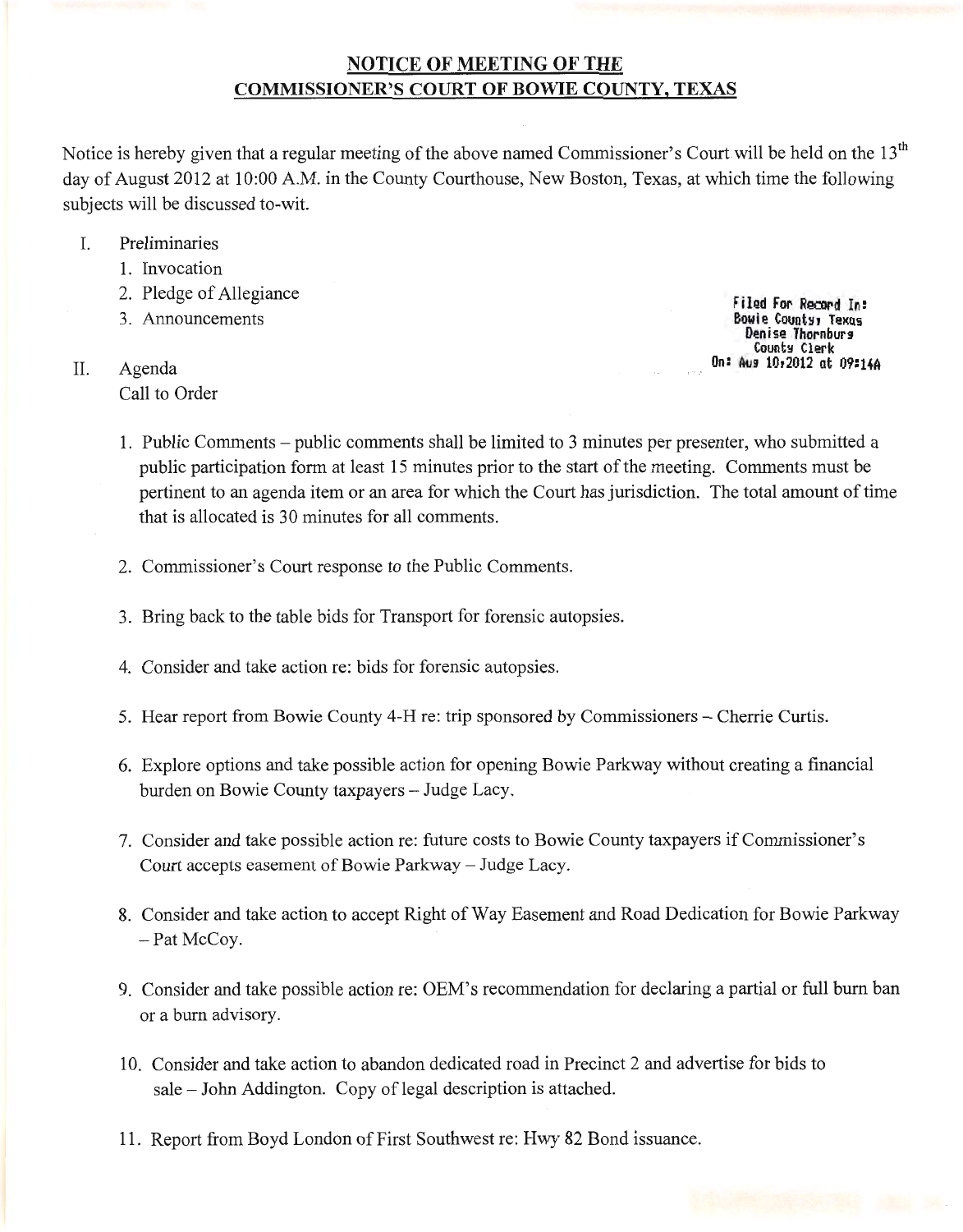# NOTICE OF MEETING OF THE COMMISSIONER'S COURT OF BOWIE COUNTY, TEXAS

Notice is hereby given that a regular meeting of the above named Commissioner's Court will be held on the 13th day of August 2012 at 10:00 A.M. in the County Courthouse, New Boston, Texas, at which time the following subjects will be discussed to-wit.

Filed For Record In:
Bowie County, Texas
Denise Thornburg
County Clerk
On: Aug 10,2012 at 09:14A

I. Preliminaries
   1. Invocation
   2. Pledge of Allegiance
   3. Announcements

II. Agenda
   Call to Order

   1. Public Comments – public comments shall be limited to 3 minutes per presenter, who submitted a public participation form at least 15 minutes prior to the start of the meeting. Comments must be pertinent to an agenda item or an area for which the Court has jurisdiction. The total amount of time that is allocated is 30 minutes for all comments.

   2. Commissioner's Court response to the Public Comments.

   3. Bring back to the table bids for Transport for forensic autopsies.

   4. Consider and take action re: bids for forensic autopsies.

   5. Hear report from Bowie County 4-H re: trip sponsored by Commissioners – Cherrie Curtis.

   6. Explore options and take possible action for opening Bowie Parkway without creating a financial burden on Bowie County taxpayers – Judge Lacy.

   7. Consider and take possible action re: future costs to Bowie County taxpayers if Commissioner's Court accepts easement of Bowie Parkway – Judge Lacy.

   8. Consider and take action to accept Right of Way Easement and Road Dedication for Bowie Parkway – Pat McCoy.

   9. Consider and take possible action re: OEM's recommendation for declaring a partial or full burn ban or a burn advisory.

   10. Consider and take action to abandon dedicated road in Precinct 2 and advertise for bids to sale – John Addington. Copy of legal description is attached.

   11. Report from Boyd London of First Southwest re: Hwy 82 Bond issuance.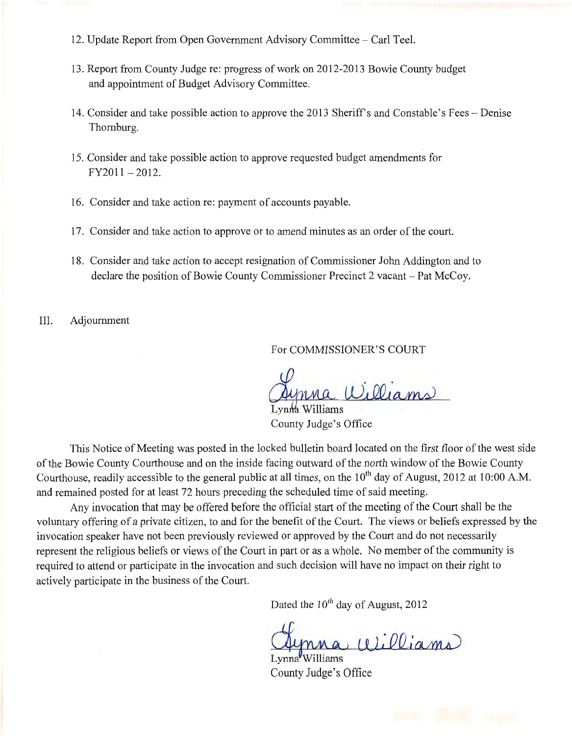12. Update Report from Open Government Advisory Committee – Carl Teel.

13. Report from County Judge re: progress of work on 2012-2013 Bowie County budget and appointment of Budget Advisory Committee.

14. Consider and take possible action to approve the 2013 Sheriff's and Constable's Fees – Denise Thornburg.

15. Consider and take possible action to approve requested budget amendments for FY2011 – 2012.

16. Consider and take action re: payment of accounts payable.

17. Consider and take action to approve or to amend minutes as an order of the court.

18. Consider and take action to accept resignation of Commissioner John Addington and to declare the position of Bowie County Commissioner Precinct 2 vacant – Pat McCoy.

III. Adjournment

For COMMISSIONER'S COURT

Lynna Williams
Lynna Williams
County Judge's Office

This Notice of Meeting was posted in the locked bulletin board located on the first floor of the west side of the Bowie County Courthouse and on the inside facing outward of the north window of the Bowie County Courthouse, readily accessible to the general public at all times, on the 10th day of August, 2012 at 10:00 A.M. and remained posted for at least 72 hours preceding the scheduled time of said meeting.

Any invocation that may be offered before the official start of the meeting of the Court shall be the voluntary offering of a private citizen, to and for the benefit of the Court. The views or beliefs expressed by the invocation speaker have not been previously reviewed or approved by the Court and do not necessarily represent the religious beliefs or views of the Court in part or as a whole. No member of the community is required to attend or participate in the invocation and such decision will have no impact on their right to actively participate in the business of the Court.

Dated the 10th day of August, 2012

Lynna Williams
Lynna Williams
County Judge's Office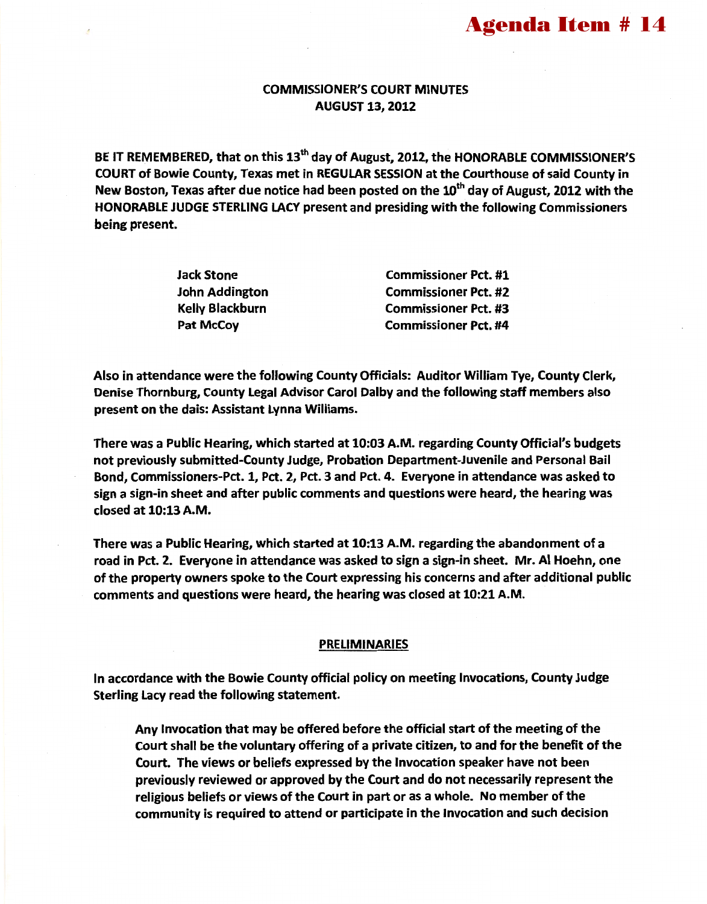**Agenda Item # 14**

**COMMISSIONER'S COURT MINUTES**
**AUGUST 13, 2012**

**BE IT REMEMBERED, that on this 13th day of August, 2012, the HONORABLE COMMISSIONER'S COURT of Bowie County, Texas met in REGULAR SESSION at the Courthouse of said County in New Boston, Texas after due notice had been posted on the 10th day of August, 2012 with the HONORABLE JUDGE STERLING LACY present and presiding with the following Commissioners being present.**

| | |
|---|---|
| **Jack Stone** | **Commissioner Pct. #1** |
| **John Addington** | **Commissioner Pct. #2** |
| **Kelly Blackburn** | **Commissioner Pct. #3** |
| **Pat McCoy** | **Commissioner Pct. #4** |

**Also in attendance were the following County Officials: Auditor William Tye, County Clerk, Denise Thornburg, County Legal Advisor Carol Dalby and the following staff members also present on the dais: Assistant Lynna Williams.**

**There was a Public Hearing, which started at 10:03 A.M. regarding County Official's budgets not previously submitted-County Judge, Probation Department-Juvenile and Personal Bail Bond, Commissioners-Pct. 1, Pct. 2, Pct. 3 and Pct. 4. Everyone in attendance was asked to sign a sign-in sheet and after public comments and questions were heard, the hearing was closed at 10:13 A.M.**

**There was a Public Hearing, which started at 10:13 A.M. regarding the abandonment of a road in Pct. 2. Everyone in attendance was asked to sign a sign-in sheet. Mr. Al Hoehn, one of the property owners spoke to the Court expressing his concerns and after additional public comments and questions were heard, the hearing was closed at 10:21 A.M.**

**PRELIMINARIES**

**In accordance with the Bowie County official policy on meeting Invocations, County Judge Sterling Lacy read the following statement.**

> **Any Invocation that may be offered before the official start of the meeting of the Court shall be the voluntary offering of a private citizen, to and for the benefit of the Court. The views or beliefs expressed by the Invocation speaker have not been previously reviewed or approved by the Court and do not necessarily represent the religious beliefs or views of the Court in part or as a whole. No member of the community is required to attend or participate in the Invocation and such decision**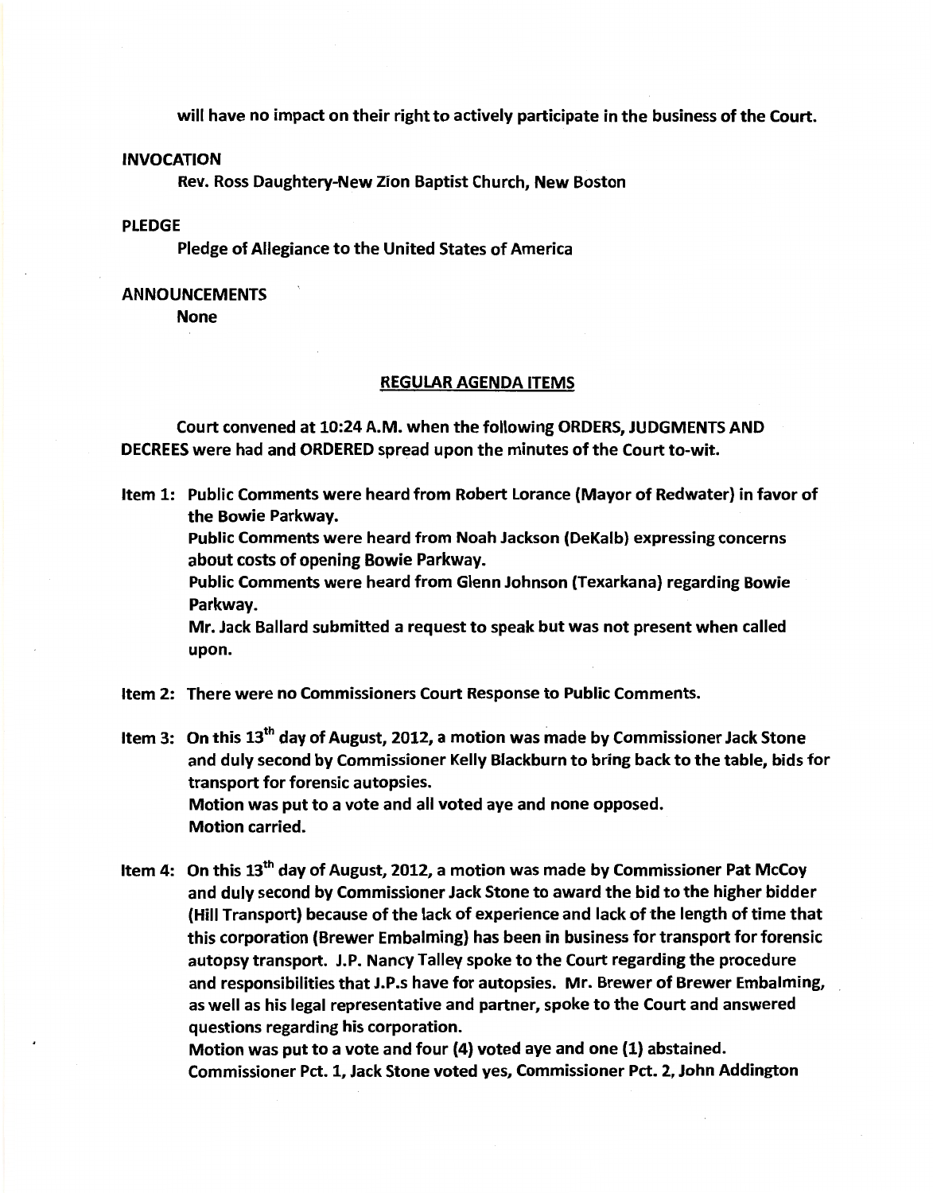will have no impact on their right to actively participate in the business of the Court.

**INVOCATION**

Rev. Ross Daughtery-New Zion Baptist Church, New Boston

**PLEDGE**

Pledge of Allegiance to the United States of America

**ANNOUNCEMENTS**

None

## REGULAR AGENDA ITEMS

Court convened at 10:24 A.M. when the following ORDERS, JUDGMENTS AND DECREES were had and ORDERED spread upon the minutes of the Court to-wit.

Item 1: Public Comments were heard from Robert Lorance (Mayor of Redwater) in favor of the Bowie Parkway.
Public Comments were heard from Noah Jackson (DeKalb) expressing concerns about costs of opening Bowie Parkway.
Public Comments were heard from Glenn Johnson (Texarkana) regarding Bowie Parkway.
Mr. Jack Ballard submitted a request to speak but was not present when called upon.

Item 2: There were no Commissioners Court Response to Public Comments.

Item 3: On this 13th day of August, 2012, a motion was made by Commissioner Jack Stone and duly second by Commissioner Kelly Blackburn to bring back to the table, bids for transport for forensic autopsies.
Motion was put to a vote and all voted aye and none opposed.
Motion carried.

Item 4: On this 13th day of August, 2012, a motion was made by Commissioner Pat McCoy and duly second by Commissioner Jack Stone to award the bid to the higher bidder (Hill Transport) because of the lack of experience and lack of the length of time that this corporation (Brewer Embalming) has been in business for transport for forensic autopsy transport. J.P. Nancy Talley spoke to the Court regarding the procedure and responsibilities that J.P.s have for autopsies. Mr. Brewer of Brewer Embalming, as well as his legal representative and partner, spoke to the Court and answered questions regarding his corporation.
Motion was put to a vote and four (4) voted aye and one (1) abstained.
Commissioner Pct. 1, Jack Stone voted yes, Commissioner Pct. 2, John Addington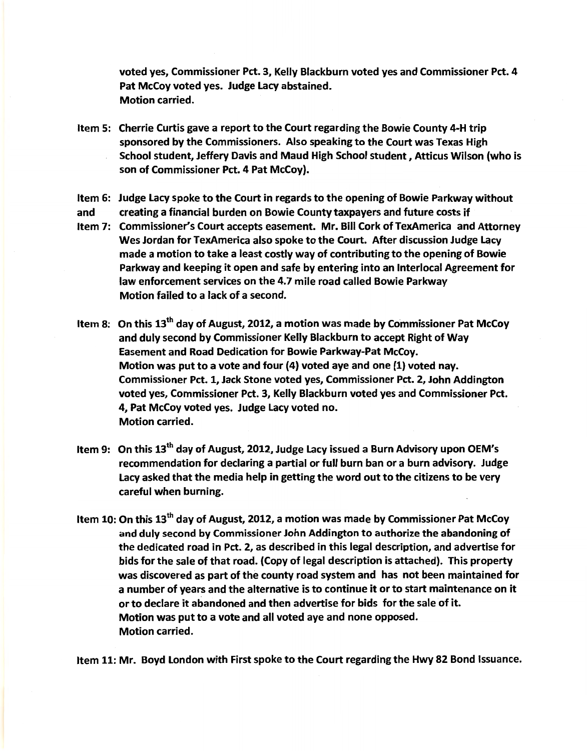**voted yes, Commissioner Pct. 3, Kelly Blackburn voted yes and Commissioner Pct. 4 Pat McCoy voted yes. Judge Lacy abstained.**
**Motion carried.**

**Item 5: Cherrie Curtis gave a report to the Court regarding the Bowie County 4-H trip sponsored by the Commissioners. Also speaking to the Court was Texas High School student, Jeffery Davis and Maud High School student , Atticus Wilson (who is son of Commissioner Pct. 4 Pat McCoy).**

**Item 6: Judge Lacy spoke to the Court in regards to the opening of Bowie Parkway without and creating a financial burden on Bowie County taxpayers and future costs if Item 7: Commissioner's Court accepts easement. Mr. Bill Cork of TexAmerica and Attorney Wes Jordan for TexAmerica also spoke to the Court. After discussion Judge Lacy made a motion to take a least costly way of contributing to the opening of Bowie Parkway and keeping it open and safe by entering into an Interlocal Agreement for law enforcement services on the 4.7 mile road called Bowie Parkway**
**Motion failed to a lack of a second.**

**Item 8: On this 13th day of August, 2012, a motion was made by Commissioner Pat McCoy and duly second by Commissioner Kelly Blackburn to accept Right of Way Easement and Road Dedication for Bowie Parkway-Pat McCoy.**
**Motion was put to a vote and four (4) voted aye and one (1) voted nay. Commissioner Pct. 1, Jack Stone voted yes, Commissioner Pct. 2, John Addington voted yes, Commissioner Pct. 3, Kelly Blackburn voted yes and Commissioner Pct. 4, Pat McCoy voted yes. Judge Lacy voted no.**
**Motion carried.**

**Item 9: On this 13th day of August, 2012, Judge Lacy issued a Burn Advisory upon OEM's recommendation for declaring a partial or full burn ban or a burn advisory. Judge Lacy asked that the media help in getting the word out to the citizens to be very careful when burning.**

**Item 10: On this 13th day of August, 2012, a motion was made by Commissioner Pat McCoy and duly second by Commissioner John Addington to authorize the abandoning of the dedicated road in Pct. 2, as described in this legal description, and advertise for bids for the sale of that road. (Copy of legal description is attached). This property was discovered as part of the county road system and has not been maintained for a number of years and the alternative is to continue it or to start maintenance on it or to declare it abandoned and then advertise for bids for the sale of it.**
**Motion was put to a vote and all voted aye and none opposed.**
**Motion carried.**

**Item 11: Mr. Boyd London with First spoke to the Court regarding the Hwy 82 Bond Issuance.**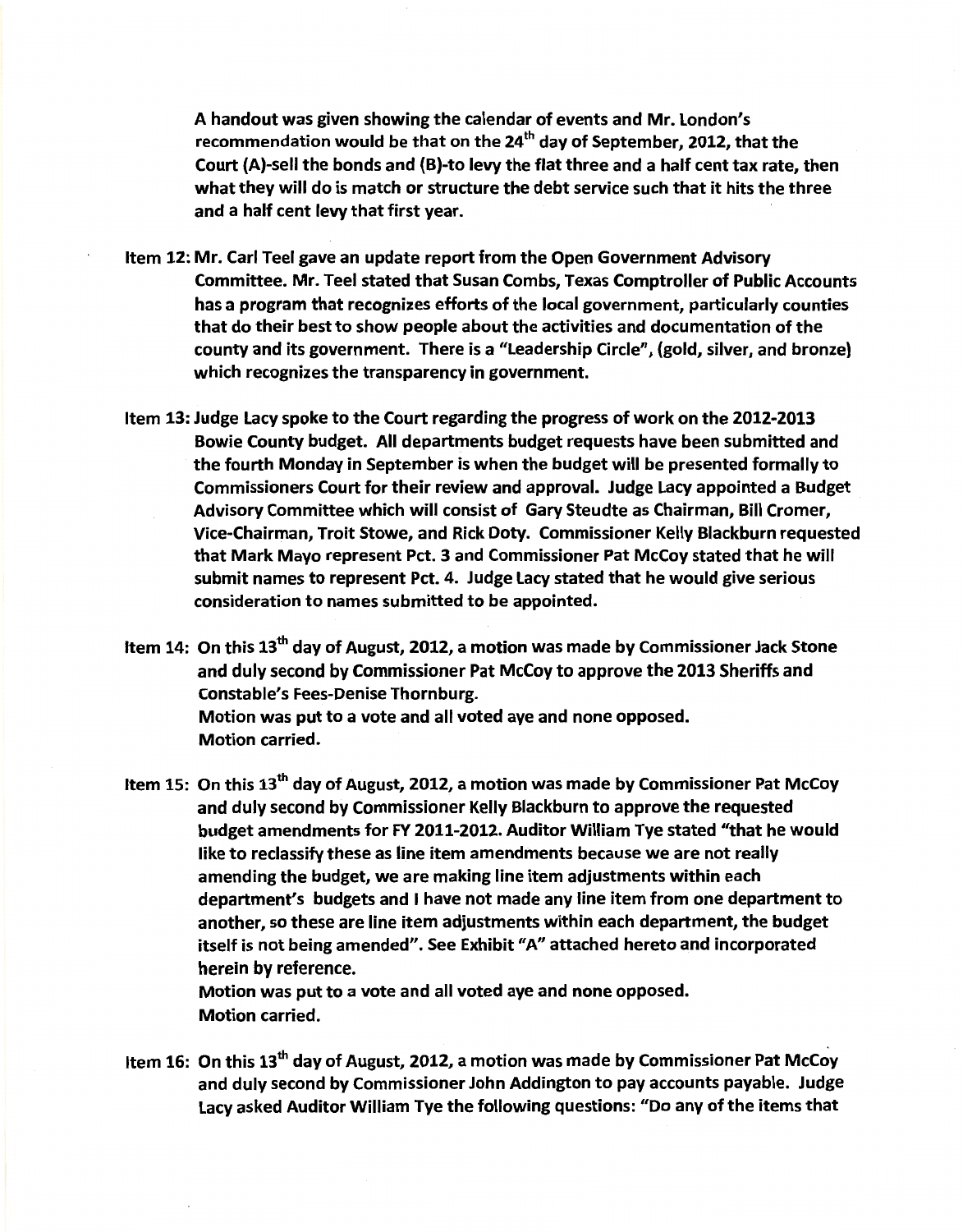**A handout was given showing the calendar of events and Mr. London's recommendation would be that on the 24th day of September, 2012, that the Court (A)-sell the bonds and (B)-to levy the flat three and a half cent tax rate, then what they will do is match or structure the debt service such that it hits the three and a half cent levy that first year.**

**Item 12: Mr. Carl Teel gave an update report from the Open Government Advisory Committee. Mr. Teel stated that Susan Combs, Texas Comptroller of Public Accounts has a program that recognizes efforts of the local government, particularly counties that do their best to show people about the activities and documentation of the county and its government. There is a "Leadership Circle", (gold, silver, and bronze) which recognizes the transparency in government.**

**Item 13: Judge Lacy spoke to the Court regarding the progress of work on the 2012-2013 Bowie County budget. All departments budget requests have been submitted and the fourth Monday in September is when the budget will be presented formally to Commissioners Court for their review and approval. Judge Lacy appointed a Budget Advisory Committee which will consist of Gary Steudte as Chairman, Bill Cromer, Vice-Chairman, Troit Stowe, and Rick Doty. Commissioner Kelly Blackburn requested that Mark Mayo represent Pct. 3 and Commissioner Pat McCoy stated that he will submit names to represent Pct. 4. Judge Lacy stated that he would give serious consideration to names submitted to be appointed.**

**Item 14: On this 13th day of August, 2012, a motion was made by Commissioner Jack Stone and duly second by Commissioner Pat McCoy to approve the 2013 Sheriffs and Constable's Fees-Denise Thornburg.**
**Motion was put to a vote and all voted aye and none opposed.**
**Motion carried.**

**Item 15: On this 13th day of August, 2012, a motion was made by Commissioner Pat McCoy and duly second by Commissioner Kelly Blackburn to approve the requested budget amendments for FY 2011-2012. Auditor William Tye stated "that he would like to reclassify these as line item amendments because we are not really amending the budget, we are making line item adjustments within each department's budgets and I have not made any line item from one department to another, so these are line item adjustments within each department, the budget itself is not being amended". See Exhibit "A" attached hereto and incorporated herein by reference.**
**Motion was put to a vote and all voted aye and none opposed.**
**Motion carried.**

**Item 16: On this 13th day of August, 2012, a motion was made by Commissioner Pat McCoy and duly second by Commissioner John Addington to pay accounts payable. Judge Lacy asked Auditor William Tye the following questions: "Do any of the items that**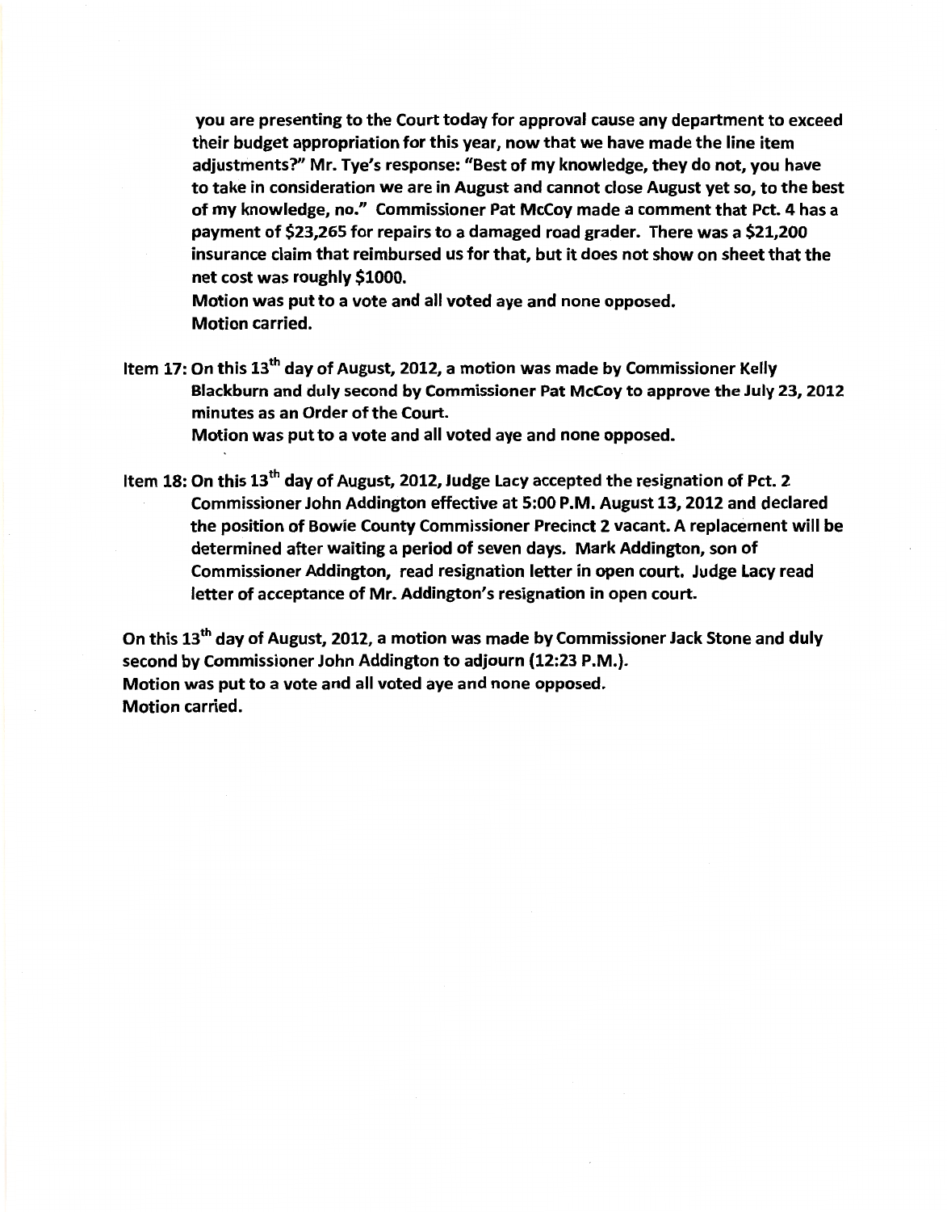you are presenting to the Court today for approval cause any department to exceed their budget appropriation for this year, now that we have made the line item adjustments?" Mr. Tye's response: "Best of my knowledge, they do not, you have to take in consideration we are in August and cannot close August yet so, to the best of my knowledge, no." Commissioner Pat McCoy made a comment that Pct. 4 has a payment of $23,265 for repairs to a damaged road grader. There was a $21,200 insurance claim that reimbursed us for that, but it does not show on sheet that the net cost was roughly $1000.
Motion was put to a vote and all voted aye and none opposed.
Motion carried.

Item 17: On this 13th day of August, 2012, a motion was made by Commissioner Kelly Blackburn and duly second by Commissioner Pat McCoy to approve the July 23, 2012 minutes as an Order of the Court.
Motion was put to a vote and all voted aye and none opposed.

Item 18: On this 13th day of August, 2012, Judge Lacy accepted the resignation of Pct. 2 Commissioner John Addington effective at 5:00 P.M. August 13, 2012 and declared the position of Bowie County Commissioner Precinct 2 vacant. A replacement will be determined after waiting a period of seven days. Mark Addington, son of Commissioner Addington, read resignation letter in open court. Judge Lacy read letter of acceptance of Mr. Addington's resignation in open court.

On this 13th day of August, 2012, a motion was made by Commissioner Jack Stone and duly second by Commissioner John Addington to adjourn (12:23 P.M.).
Motion was put to a vote and all voted aye and none opposed.
Motion carried.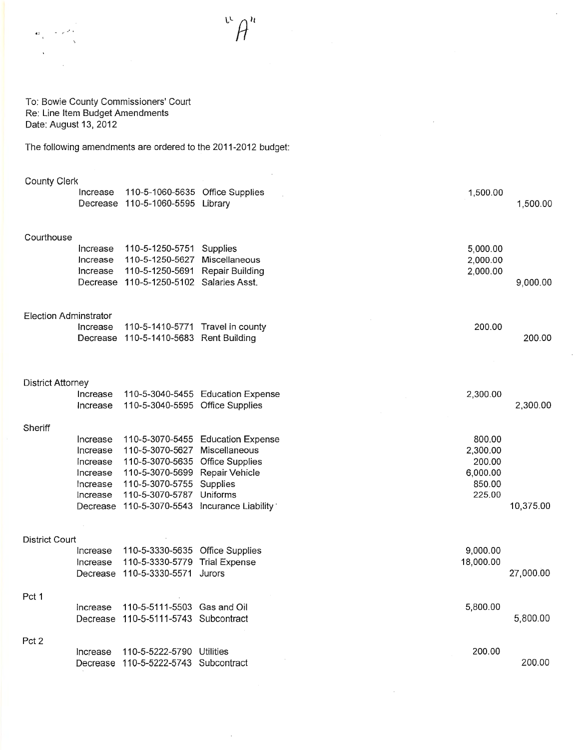"A"

To: Bowie County Commissioners' Court
Re: Line Item Budget Amendments
Date: August 13, 2012

The following amendments are ordered to the 2011-2012 budget:

| Department | Action | Account | Description | Increase | Decrease |
|---|---|---|---|---|---|
| **County Clerk** | | | | | |
| | Increase | 110-5-1060-5635 | Office Supplies | 1,500.00 | |
| | Decrease | 110-5-1060-5595 | Library | | 1,500.00 |
| **Courthouse** | | | | | |
| | Increase | 110-5-1250-5751 | Supplies | 5,000.00 | |
| | Increase | 110-5-1250-5627 | Miscellaneous | 2,000.00 | |
| | Increase | 110-5-1250-5691 | Repair Building | 2,000.00 | |
| | Decrease | 110-5-1250-5102 | Salaries Asst. | | 9,000.00 |
| **Election Adminstrator** | | | | | |
| | Increase | 110-5-1410-5771 | Travel in county | 200.00 | |
| | Decrease | 110-5-1410-5683 | Rent Building | | 200.00 |
| **District Attorney** | | | | | |
| | Increase | 110-5-3040-5455 | Education Expense | 2,300.00 | |
| | Increase | 110-5-3040-5595 | Office Supplies | | 2,300.00 |
| **Sheriff** | | | | | |
| | Increase | 110-5-3070-5455 | Education Expense | 800.00 | |
| | Increase | 110-5-3070-5627 | Miscellaneous | 2,300.00 | |
| | Increase | 110-5-3070-5635 | Office Supplies | 200.00 | |
| | Increase | 110-5-3070-5699 | Repair Vehicle | 6,000.00 | |
| | Increase | 110-5-3070-5755 | Supplies | 850.00 | |
| | Increase | 110-5-3070-5787 | Uniforms | 225.00 | |
| | Decrease | 110-5-3070-5543 | Incurance Liability | | 10,375.00 |
| **District Court** | | | | | |
| | Increase | 110-5-3330-5635 | Office Supplies | 9,000.00 | |
| | Increase | 110-5-3330-5779 | Trial Expense | 18,000.00 | |
| | Decrease | 110-5-3330-5571 | Jurors | | 27,000.00 |
| **Pct 1** | | | | | |
| | Increase | 110-5-5111-5503 | Gas and Oil | 5,800.00 | |
| | Decrease | 110-5-5111-5743 | Subcontract | | 5,800.00 |
| **Pct 2** | | | | | |
| | Increase | 110-5-5222-5790 | Utilities | 200.00 | |
| | Decrease | 110-5-5222-5743 | Subcontract | | 200.00 |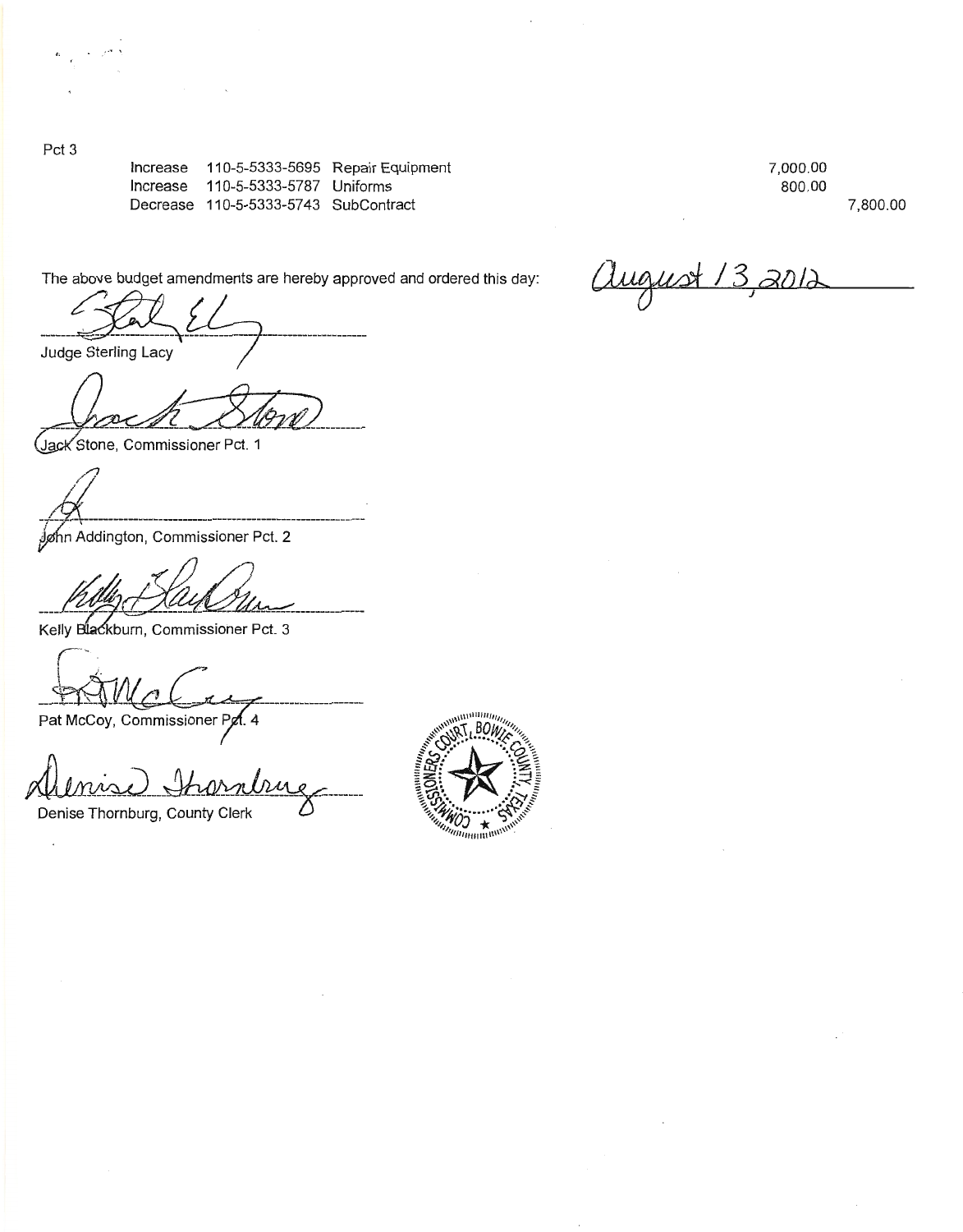Pct 3

| | | | | |
|---|---|---|---|---|
| Increase | 110-5-5333-5695 | Repair Equipment | 7,000.00 | |
| Increase | 110-5-5333-5787 | Uniforms | 800.00 | |
| Decrease | 110-5-5333-5743 | SubContract | | 7,800.00 |

The above budget amendments are hereby approved and ordered this day: August 13, 2012

Judge Sterling Lacy

Jack Stone, Commissioner Pct. 1

John Addington, Commissioner Pct. 2

Kelly Blackburn, Commissioner Pct. 3

Pat McCoy, Commissioner Pct. 4

Denise Thornburg, County Clerk

COMMISSIONERS COURT, BOWIE COUNTY, TEXAS